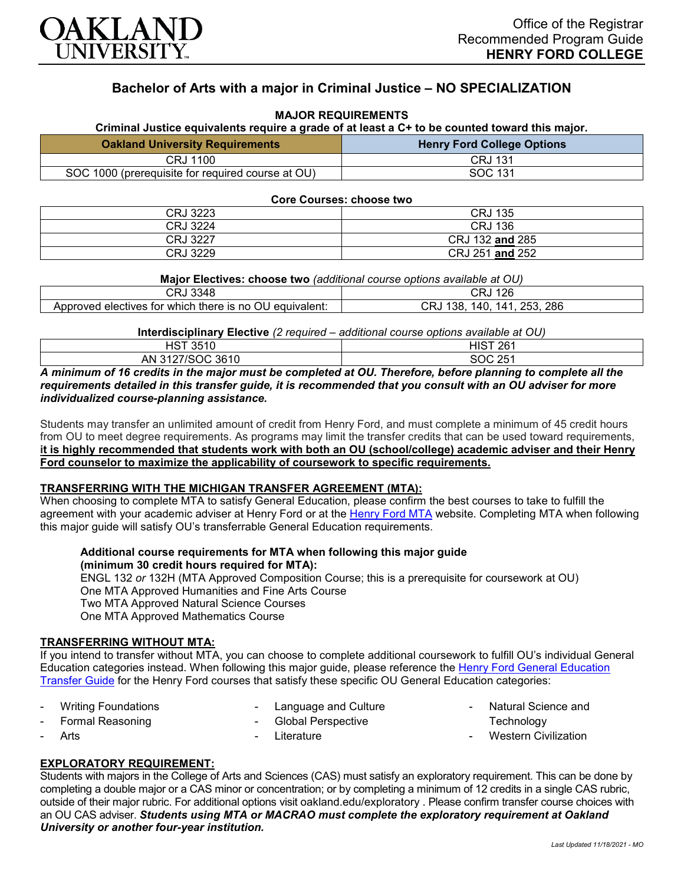OAKLAND UNIVERSITY

Office of the Registrar
Recommended Program Guide
**HENRY FORD COLLEGE**

# Bachelor of Arts with a major in Criminal Justice – NO SPECIALIZATION

## MAJOR REQUIREMENTS

**Criminal Justice equivalents require a grade of at least a C+ to be counted toward this major.**

| Oakland University Requirements | Henry Ford College Options |
|---|---|
| CRJ 1100 | CRJ 131 |
| SOC 1000 (prerequisite for required course at OU) | SOC 131 |

**Core Courses: choose two**

| | |
|---|---|
| CRJ 3223 | CRJ 135 |
| CRJ 3224 | CRJ 136 |
| CRJ 3227 | CRJ 132 **and** 285 |
| CRJ 3229 | CRJ 251 **and** 252 |

**Major Electives: choose two** *(additional course options available at OU)*

| | |
|---|---|
| CRJ 3348 | CRJ 126 |
| Approved electives for which there is no OU equivalent: | CRJ 138, 140, 141, 253, 286 |

**Interdisciplinary Elective** *(2 required – additional course options available at OU)*

| | |
|---|---|
| HST 3510 | HIST 261 |
| AN 3127/SOC 3610 | SOC 251 |

***A minimum of 16 credits in the major must be completed at OU. Therefore, before planning to complete all the requirements detailed in this transfer guide, it is recommended that you consult with an OU adviser for more individualized course-planning assistance.***

Students may transfer an unlimited amount of credit from Henry Ford, and must complete a minimum of 45 credit hours from OU to meet degree requirements. As programs may limit the transfer credits that can be used toward requirements, **it is highly recommended that students work with both an OU (school/college) academic adviser and their Henry Ford counselor to maximize the applicability of coursework to specific requirements.**

## TRANSFERRING WITH THE MICHIGAN TRANSFER AGREEMENT (MTA):

When choosing to complete MTA to satisfy General Education, please confirm the best courses to take to fulfill the agreement with your academic adviser at Henry Ford or at the Henry Ford MTA website. Completing MTA when following this major guide will satisfy OU's transferrable General Education requirements.

**Additional course requirements for MTA when following this major guide (minimum 30 credit hours required for MTA):**
ENGL 132 *or* 132H (MTA Approved Composition Course; this is a prerequisite for coursework at OU)
One MTA Approved Humanities and Fine Arts Course
Two MTA Approved Natural Science Courses
One MTA Approved Mathematics Course

## TRANSFERRING WITHOUT MTA:

If you intend to transfer without MTA, you can choose to complete additional coursework to fulfill OU's individual General Education categories instead. When following this major guide, please reference the Henry Ford General Education Transfer Guide for the Henry Ford courses that satisfy these specific OU General Education categories:

- Writing Foundations
- Formal Reasoning
- Arts
- Language and Culture
- Global Perspective
- Literature
- Natural Science and Technology
- Western Civilization

## EXPLORATORY REQUIREMENT:

Students with majors in the College of Arts and Sciences (CAS) must satisfy an exploratory requirement. This can be done by completing a double major or a CAS minor or concentration; or by completing a minimum of 12 credits in a single CAS rubric, outside of their major rubric. For additional options visit oakland.edu/exploratory . Please confirm transfer course choices with an OU CAS adviser. ***Students using MTA or MACRAO must complete the exploratory requirement at Oakland University or another four-year institution.***

*Last Updated 11/18/2021 - MO*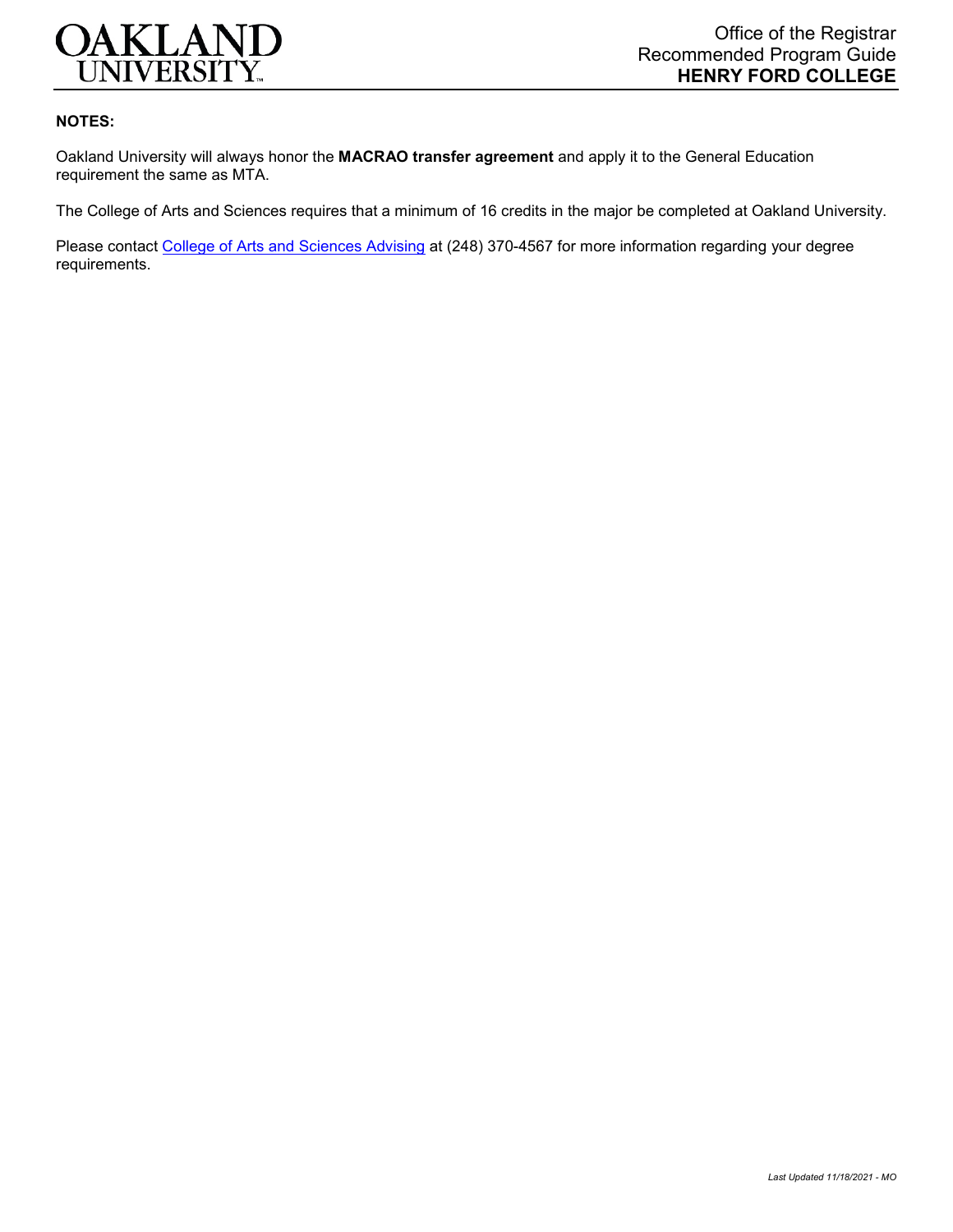**NOTES:**

Oakland University will always honor the **MACRAO transfer agreement** and apply it to the General Education requirement the same as MTA.

The College of Arts and Sciences requires that a minimum of 16 credits in the major be completed at Oakland University.

Please contact College of Arts and Sciences Advising at (248) 370-4567 for more information regarding your degree requirements.

*Last Updated 11/18/2021 - MO*